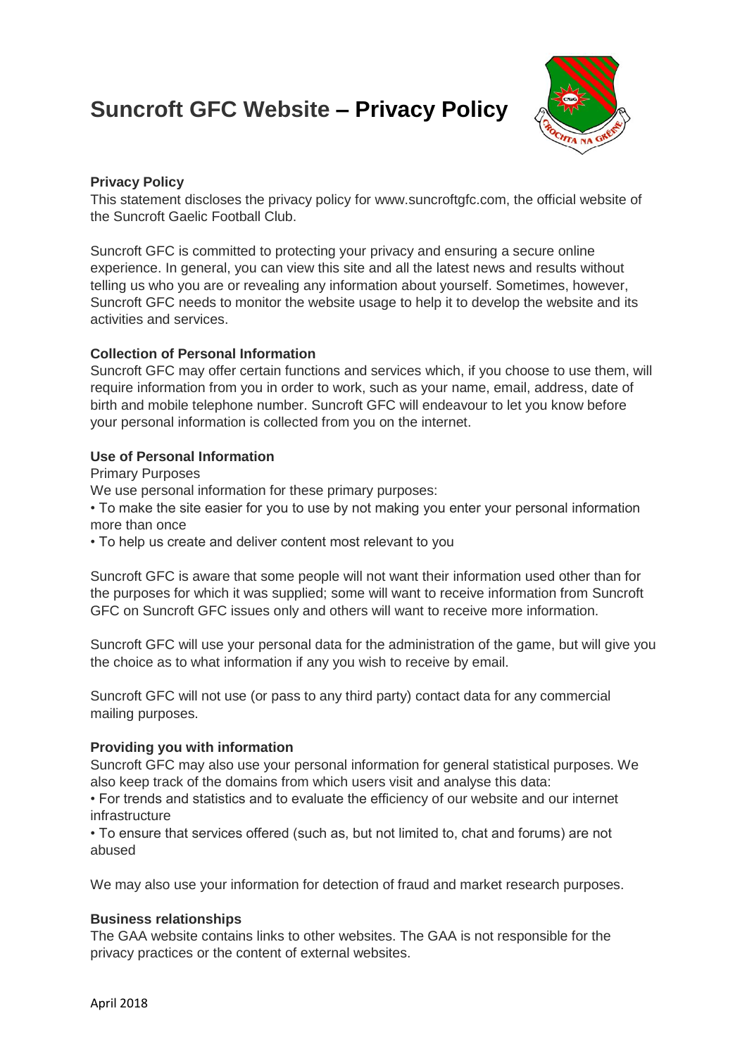# Suncroft GFC Website – Privacy Policy

## Privacy Policy

This statement discloses the privacy policy for www.suncroftgfc.com, the official website of the Suncroft Gaelic Football Club.

Suncroft GFC is committed to protecting your privacy and ensuring a secure online experience. In general, you can view this site and all the latest news and results without telling us who you are or revealing any information about yourself. Sometimes, however, Suncroft GFC needs to monitor the website usage to help it to develop the website and its activities and services.

## Collection of Personal Information

Suncroft GFC may offer certain functions and services which, if you choose to use them, will require information from you in order to work, such as your name, email, address, date of birth and mobile telephone number. Suncroft GFC will endeavour to let you know before your personal information is collected from you on the internet.

## Use of Personal Information

Primary Purposes

We use personal information for these primary purposes:

- To make the site easier for you to use by not making you enter your personal information more than once
- To help us create and deliver content most relevant to you

Suncroft GFC is aware that some people will not want their information used other than for the purposes for which it was supplied; some will want to receive information from Suncroft GFC on Suncroft GFC issues only and others will want to receive more information.

Suncroft GFC will use your personal data for the administration of the game, but will give you the choice as to what information if any you wish to receive by email.

Suncroft GFC will not use (or pass to any third party) contact data for any commercial mailing purposes.

## Providing you with information

Suncroft GFC may also use your personal information for general statistical purposes. We also keep track of the domains from which users visit and analyse this data:

- For trends and statistics and to evaluate the efficiency of our website and our internet infrastructure
- To ensure that services offered (such as, but not limited to, chat and forums) are not abused

We may also use your information for detection of fraud and market research purposes.

## Business relationships

The GAA website contains links to other websites. The GAA is not responsible for the privacy practices or the content of external websites.

April 2018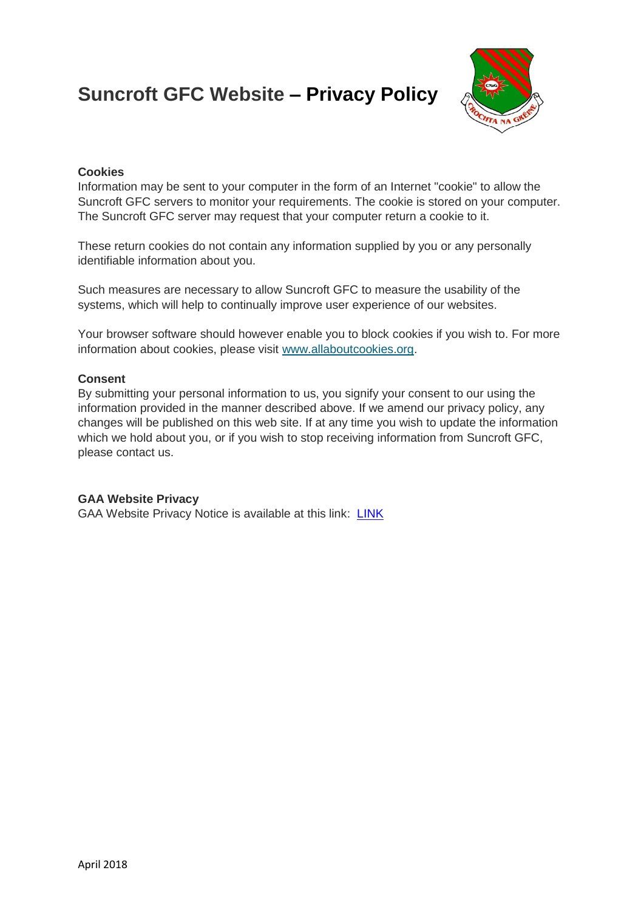# Suncroft GFC Website – Privacy Policy

**Cookies**
Information may be sent to your computer in the form of an Internet "cookie" to allow the Suncroft GFC servers to monitor your requirements. The cookie is stored on your computer. The Suncroft GFC server may request that your computer return a cookie to it.

These return cookies do not contain any information supplied by you or any personally identifiable information about you.

Such measures are necessary to allow Suncroft GFC to measure the usability of the systems, which will help to continually improve user experience of our websites.

Your browser software should however enable you to block cookies if you wish to. For more information about cookies, please visit www.allaboutcookies.org.

**Consent**
By submitting your personal information to us, you signify your consent to our using the information provided in the manner described above. If we amend our privacy policy, any changes will be published on this web site. If at any time you wish to update the information which we hold about you, or if you wish to stop receiving information from Suncroft GFC, please contact us.

**GAA Website Privacy**
GAA Website Privacy Notice is available at this link: LINK

April 2018